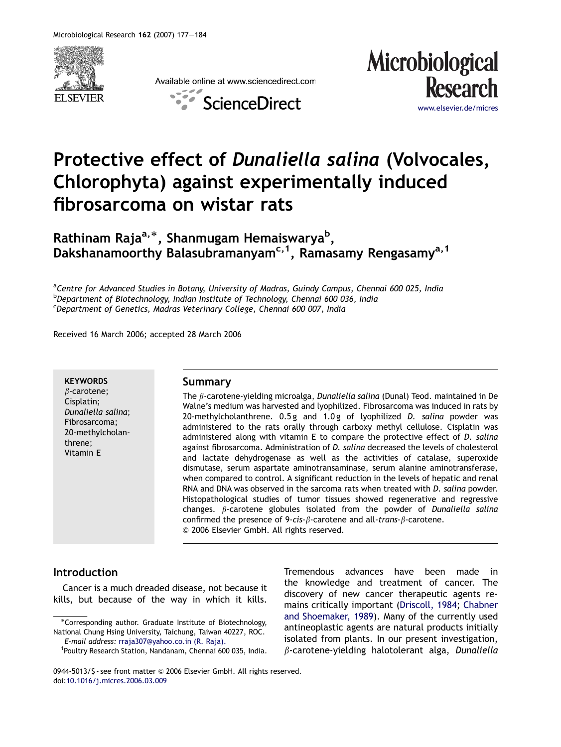# Protective effect of *Dunaliella salina* (Volvocales, Chlorophyta) against experimentally induced fibrosarcoma on wistar rats

**Rathinam Raja**[a,*], **Shanmugam Hemaiswarya**[b], **Dakshanamoorthy Balasubramanyam**[c,1], **Ramasamy Rengasamy**[a,1]

[a]*Centre for Advanced Studies in Botany, University of Madras, Guindy Campus, Chennai 600 025, India*
[b]*Department of Biotechnology, Indian Institute of Technology, Chennai 600 036, India*
[c]*Department of Genetics, Madras Veterinary College, Chennai 600 007, India*

Received 16 March 2006; accepted 28 March 2006

**KEYWORDS**
$\beta$-carotene;
Cisplatin;
*Dunaliella salina*;
Fibrosarcoma;
20-methylcholanthrene;
Vitamin E

## Summary

The $\beta$-carotene-yielding microalga, *Dunaliella salina* (Dunal) Teod. maintained in De Walne's medium was harvested and lyophilized. Fibrosarcoma was induced in rats by 20-methylcholanthrene. 0.5 g and 1.0 g of lyophilized *D. salina* powder was administered to the rats orally through carboxy methyl cellulose. Cisplatin was administered along with vitamin E to compare the protective effect of *D. salina* against fibrosarcoma. Administration of *D. salina* decreased the levels of cholesterol and lactate dehydrogenase as well as the activities of catalase, superoxide dismutase, serum aspartate aminotransaminase, serum alanine aminotransferase, when compared to control. A significant reduction in the levels of hepatic and renal RNA and DNA was observed in the sarcoma rats when treated with *D. salina* powder. Histopathological studies of tumor tissues showed regenerative and regressive changes. $\beta$-carotene globules isolated from the powder of *Dunaliella salina* confirmed the presence of 9-*cis*-$\beta$-carotene and all-*trans*-$\beta$-carotene.
© 2006 Elsevier GmbH. All rights reserved.

## Introduction

Cancer is a much dreaded disease, not because it kills, but because of the way in which it kills. Tremendous advances have been made in the knowledge and treatment of cancer. The discovery of new cancer therapeutic agents remains critically important (Driscoll, 1984; Chabner and Shoemaker, 1989). Many of the currently used antineoplastic agents are natural products initially isolated from plants. In our present investigation, $\beta$-carotene-yielding halotolerant alga, *Dunaliella*

*Corresponding author. Graduate Institute of Biotechnology, National Chung Hsing University, Taichung, Taiwan 40227, ROC.
*E-mail address:* rraja307@yahoo.co.in (R. Raja).

[1]Poultry Research Station, Nandanam, Chennai 600 035, India.

0944-5013/$ - see front matter © 2006 Elsevier GmbH. All rights reserved.
doi:10.1016/j.micres.2006.03.009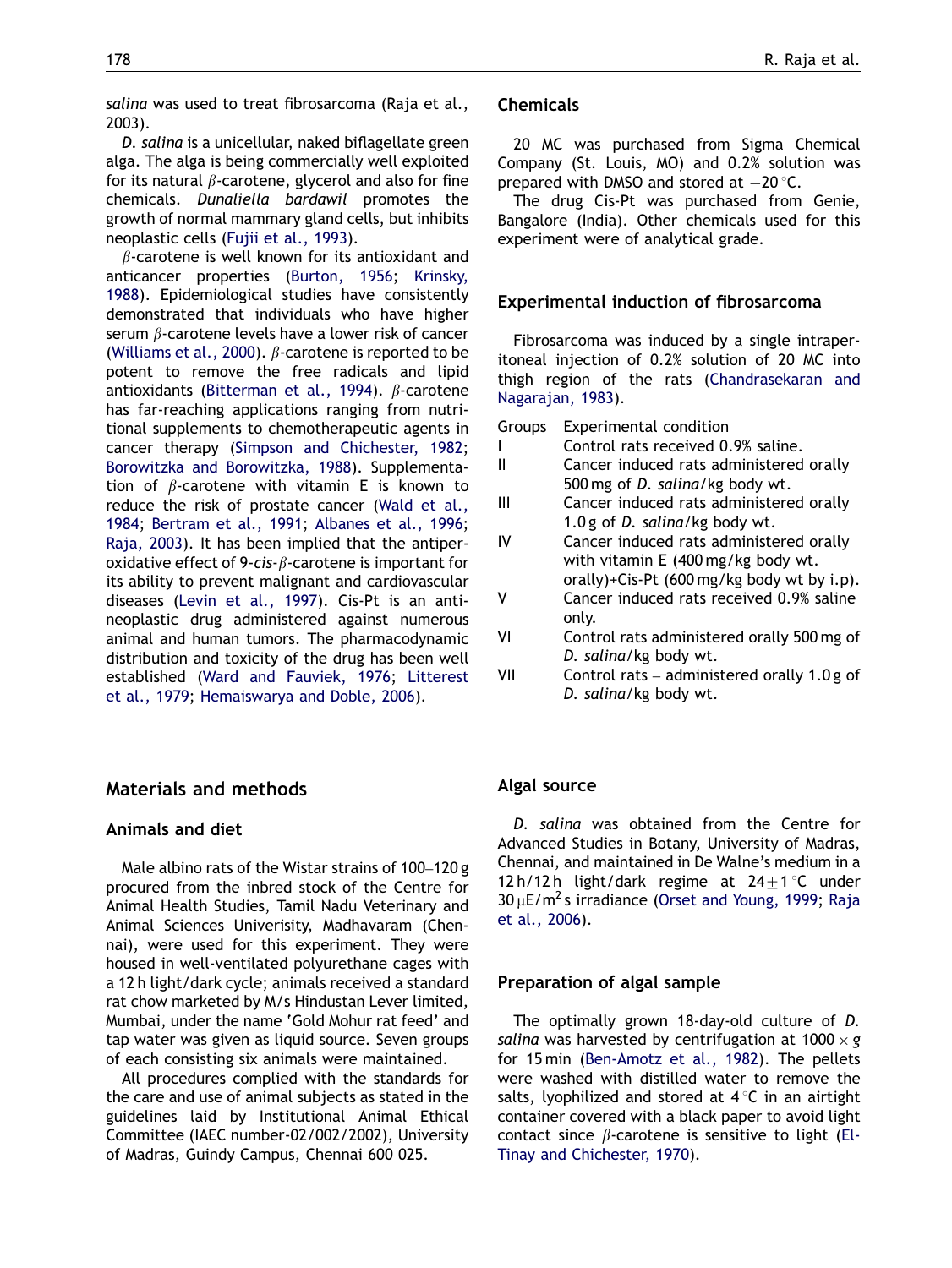*salina* was used to treat fibrosarcoma (Raja et al., 2003).

*D. salina* is a unicellular, naked biflagellate green alga. The alga is being commercially well exploited for its natural β-carotene, glycerol and also for fine chemicals. *Dunaliella bardawil* promotes the growth of normal mammary gland cells, but inhibits neoplastic cells (Fujii et al., 1993).

β-carotene is well known for its antioxidant and anticancer properties (Burton, 1956; Krinsky, 1988). Epidemiological studies have consistently demonstrated that individuals who have higher serum β-carotene levels have a lower risk of cancer (Williams et al., 2000). β-carotene is reported to be potent to remove the free radicals and lipid antioxidants (Bitterman et al., 1994). β-carotene has far-reaching applications ranging from nutritional supplements to chemotherapeutic agents in cancer therapy (Simpson and Chichester, 1982; Borowitzka and Borowitzka, 1988). Supplementation of β-carotene with vitamin E is known to reduce the risk of prostate cancer (Wald et al., 1984; Bertram et al., 1991; Albanes et al., 1996; Raja, 2003). It has been implied that the antiperoxidative effect of 9-*cis*-β-carotene is important for its ability to prevent malignant and cardiovascular diseases (Levin et al., 1997). Cis-Pt is an antineoplastic drug administered against numerous animal and human tumors. The pharmacodynamic distribution and toxicity of the drug has been well established (Ward and Fauviek, 1976; Litterest et al., 1979; Hemaiswarya and Doble, 2006).

## Materials and methods

### Animals and diet

Male albino rats of the Wistar strains of 100–120 g procured from the inbred stock of the Centre for Animal Health Studies, Tamil Nadu Veterinary and Animal Sciences Univerisity, Madhavaram (Chennai), were used for this experiment. They were housed in well-ventilated polyurethane cages with a 12 h light/dark cycle; animals received a standard rat chow marketed by M/s Hindustan Lever limited, Mumbai, under the name 'Gold Mohur rat feed' and tap water was given as liquid source. Seven groups of each consisting six animals were maintained.

All procedures complied with the standards for the care and use of animal subjects as stated in the guidelines laid by Institutional Animal Ethical Committee (IAEC number-02/002/2002), University of Madras, Guindy Campus, Chennai 600 025.

### Chemicals

20 MC was purchased from Sigma Chemical Company (St. Louis, MO) and 0.2% solution was prepared with DMSO and stored at −20 °C.

The drug Cis-Pt was purchased from Genie, Bangalore (India). Other chemicals used for this experiment were of analytical grade.

### Experimental induction of fibrosarcoma

Fibrosarcoma was induced by a single intraperitoneal injection of 0.2% solution of 20 MC into thigh region of the rats (Chandrasekaran and Nagarajan, 1983).

| Groups | Experimental condition |
|---|---|
| I | Control rats received 0.9% saline. |
| II | Cancer induced rats administered orally 500 mg of *D. salina*/kg body wt. |
| III | Cancer induced rats administered orally 1.0 g of *D. salina*/kg body wt. |
| IV | Cancer induced rats administered orally with vitamin E (400 mg/kg body wt. orally)+Cis-Pt (600 mg/kg body wt by i.p). |
| V | Cancer induced rats received 0.9% saline only. |
| VI | Control rats administered orally 500 mg of *D. salina*/kg body wt. |
| VII | Control rats – administered orally 1.0 g of *D. salina*/kg body wt. |

### Algal source

*D. salina* was obtained from the Centre for Advanced Studies in Botany, University of Madras, Chennai, and maintained in De Walne's medium in a 12 h/12 h light/dark regime at 24 ± 1 °C under 30 μE/m$^2$ s irradiance (Orset and Young, 1999; Raja et al., 2006).

### Preparation of algal sample

The optimally grown 18-day-old culture of *D. salina* was harvested by centrifugation at 1000 × *g* for 15 min (Ben-Amotz et al., 1982). The pellets were washed with distilled water to remove the salts, lyophilized and stored at 4 °C in an airtight container covered with a black paper to avoid light contact since β-carotene is sensitive to light (El-Tinay and Chichester, 1970).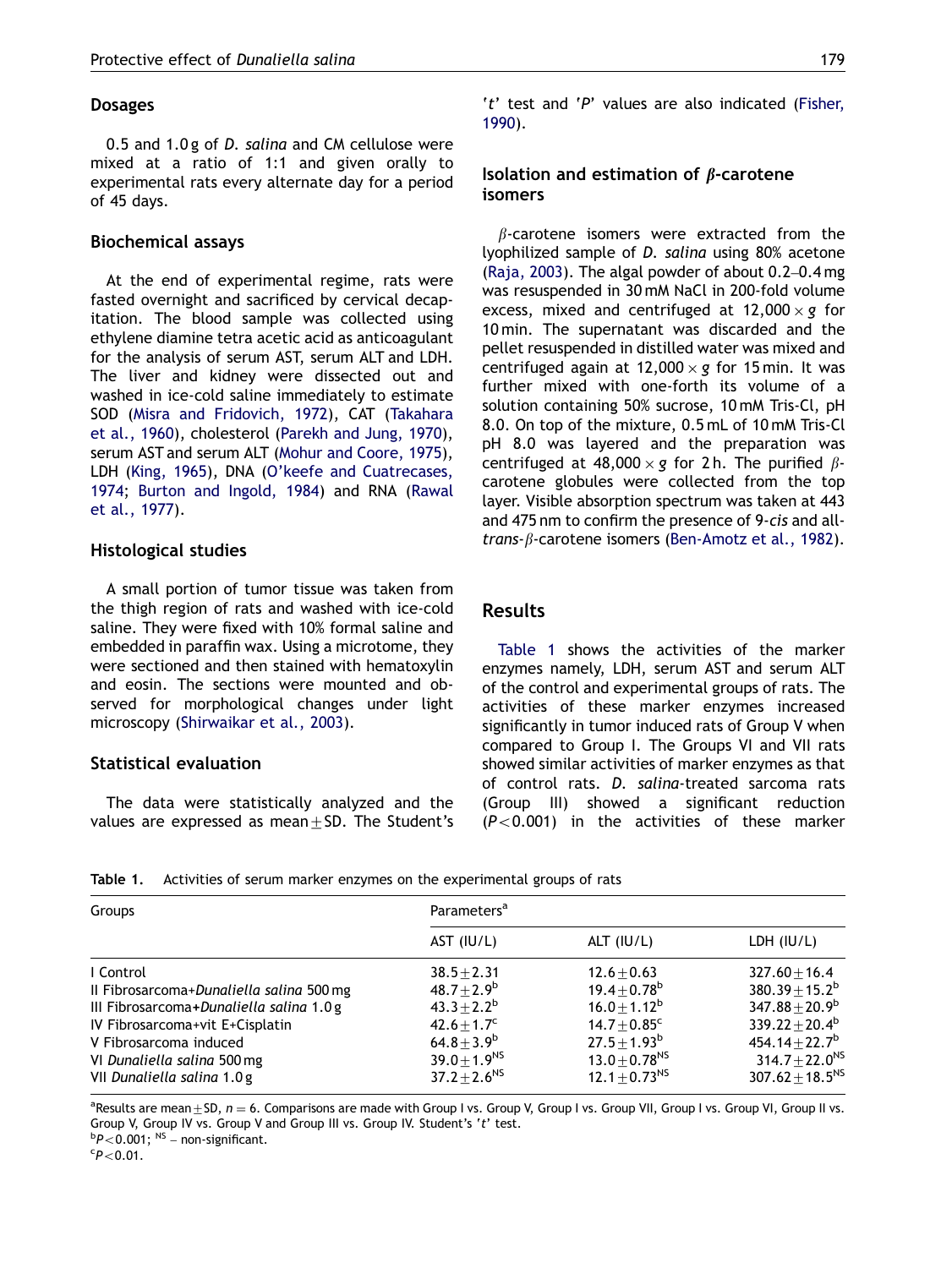## Dosages

0.5 and 1.0 g of *D. salina* and CM cellulose were mixed at a ratio of 1:1 and given orally to experimental rats every alternate day for a period of 45 days.

## Biochemical assays

At the end of experimental regime, rats were fasted overnight and sacrificed by cervical decapitation. The blood sample was collected using ethylene diamine tetra acetic acid as anticoagulant for the analysis of serum AST, serum ALT and LDH. The liver and kidney were dissected out and washed in ice-cold saline immediately to estimate SOD (Misra and Fridovich, 1972), CAT (Takahara et al., 1960), cholesterol (Parekh and Jung, 1970), serum AST and serum ALT (Mohur and Coore, 1975), LDH (King, 1965), DNA (O'keefe and Cuatrecases, 1974; Burton and Ingold, 1984) and RNA (Rawal et al., 1977).

## Histological studies

A small portion of tumor tissue was taken from the thigh region of rats and washed with ice-cold saline. They were fixed with 10% formal saline and embedded in paraffin wax. Using a microtome, they were sectioned and then stained with hematoxylin and eosin. The sections were mounted and observed for morphological changes under light microscopy (Shirwaikar et al., 2003).

## Statistical evaluation

The data were statistically analyzed and the values are expressed as mean±SD. The Student's '*t*' test and '*P*' values are also indicated (Fisher, 1990).

## Isolation and estimation of $\beta$-carotene isomers

$\beta$-carotene isomers were extracted from the lyophilized sample of *D. salina* using 80% acetone (Raja, 2003). The algal powder of about 0.2–0.4 mg was resuspended in 30 mM NaCl in 200-fold volume excess, mixed and centrifuged at $12{,}000 \times g$ for 10 min. The supernatant was discarded and the pellet resuspended in distilled water was mixed and centrifuged again at $12{,}000 \times g$ for 15 min. It was further mixed with one-forth its volume of a solution containing 50% sucrose, 10 mM Tris-Cl, pH 8.0. On top of the mixture, 0.5 mL of 10 mM Tris-Cl pH 8.0 was layered and the preparation was centrifuged at $48{,}000 \times g$ for 2 h. The purified $\beta$-carotene globules were collected from the top layer. Visible absorption spectrum was taken at 443 and 475 nm to confirm the presence of 9-*cis* and all-*trans*-$\beta$-carotene isomers (Ben-Amotz et al., 1982).

## Results

Table 1 shows the activities of the marker enzymes namely, LDH, serum AST and serum ALT of the control and experimental groups of rats. The activities of these marker enzymes increased significantly in tumor induced rats of Group V when compared to Group I. The Groups VI and VII rats showed similar activities of marker enzymes as that of control rats. *D. salina*-treated sarcoma rats (Group III) showed a significant reduction ($P<0.001$) in the activities of these marker

**Table 1.** Activities of serum marker enzymes on the experimental groups of rats

| Groups | Parameters[a] | | |
|---|---|---|---|
| | AST (IU/L) | ALT (IU/L) | LDH (IU/L) |
| I Control | 38.5±2.31 | 12.6±0.63 | 327.60±16.4 |
| II Fibrosarcoma+*Dunaliella salina* 500 mg | 48.7±2.9[b] | 19.4±0.78[b] | 380.39±15.2[b] |
| III Fibrosarcoma+*Dunaliella salina* 1.0 g | 43.3±2.2[b] | 16.0±1.12[b] | 347.88±20.9[b] |
| IV Fibrosarcoma+vit E+Cisplatin | 42.6±1.7[c] | 14.7±0.85[c] | 339.22±20.4[b] |
| V Fibrosarcoma induced | 64.8±3.9[b] | 27.5±1.93[b] | 454.14±22.7[b] |
| VI *Dunaliella salina* 500 mg | 39.0±1.9[NS] | 13.0±0.78[NS] | 314.7±22.0[NS] |
| VII *Dunaliella salina* 1.0 g | 37.2±2.6[NS] | 12.1±0.73[NS] | 307.62±18.5[NS] |

[a]Results are mean±SD, $n = 6$. Comparisons are made with Group I vs. Group V, Group I vs. Group VII, Group I vs. Group VI, Group II vs. Group V, Group IV vs. Group V and Group III vs. Group IV. Student's '*t*' test.
[b]$P<0.001$; [NS] – non-significant.
[c]$P<0.01$.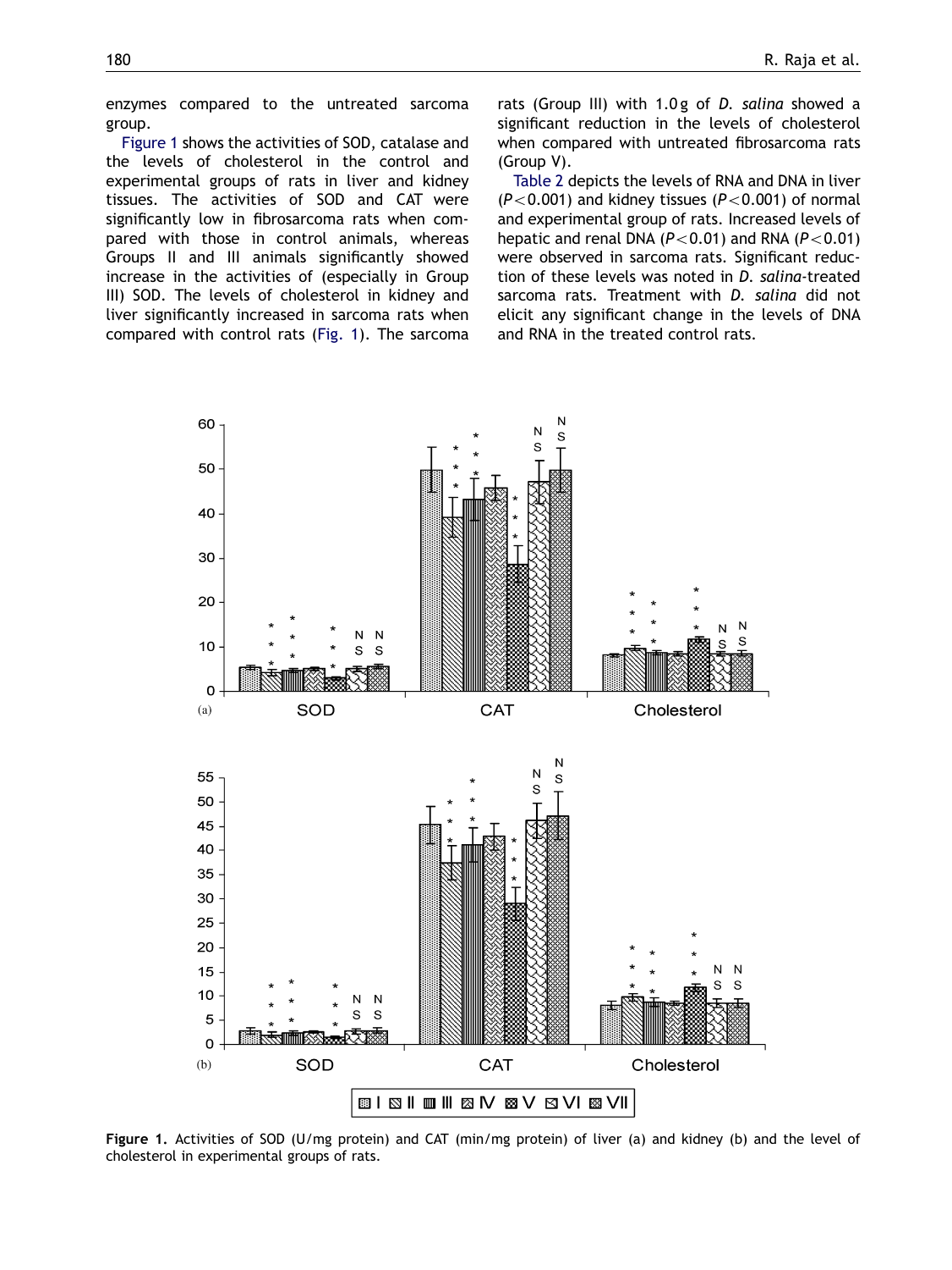enzymes compared to the untreated sarcoma group.

Figure 1 shows the activities of SOD, catalase and the levels of cholesterol in the control and experimental groups of rats in liver and kidney tissues. The activities of SOD and CAT were significantly low in fibrosarcoma rats when compared with those in control animals, whereas Groups II and III animals significantly showed increase in the activities of (especially in Group III) SOD. The levels of cholesterol in kidney and liver significantly increased in sarcoma rats when compared with control rats (Fig. 1). The sarcoma rats (Group III) with 1.0 g of *D. salina* showed a significant reduction in the levels of cholesterol when compared with untreated fibrosarcoma rats (Group V).

Table 2 depicts the levels of RNA and DNA in liver ($P<0.001$) and kidney tissues ($P<0.001$) of normal and experimental group of rats. Increased levels of hepatic and renal DNA ($P<0.01$) and RNA ($P<0.01$) were observed in sarcoma rats. Significant reduction of these levels was noted in *D. salina*-treated sarcoma rats. Treatment with *D. salina* did not elicit any significant change in the levels of DNA and RNA in the treated control rats.

**Figure 1.** Activities of SOD (U/mg protein) and CAT (min/mg protein) of liver (a) and kidney (b) and the level of cholesterol in experimental groups of rats.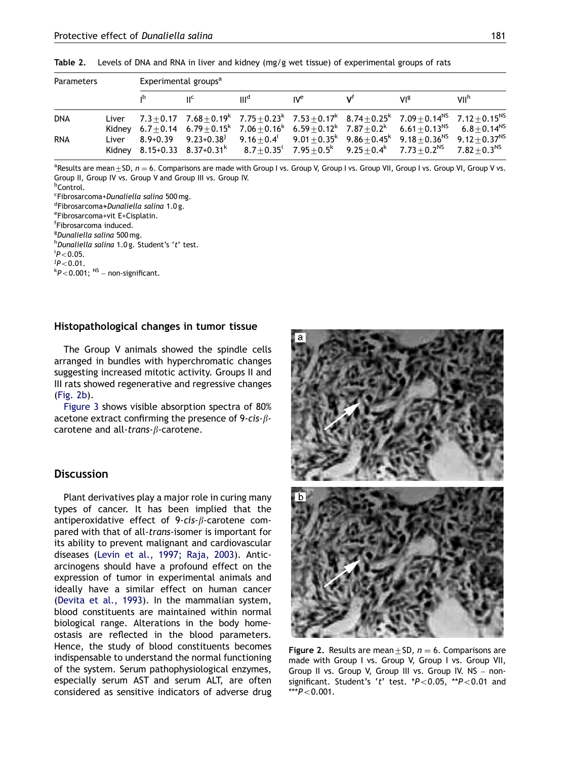Table 2. Levels of DNA and RNA in liver and kidney (mg/g wet tissue) of experimental groups of rats

| Parameters | | Experimental groups[a] | | | | | | |
|---|---|---|---|---|---|---|---|---|
| | | I[b] | II[c] | III[d] | IV[e] | V[f] | VI[g] | VII[h] |
| DNA | Liver | 7.3±0.17 | 7.68±0.19[k] | 7.75±0.23[k] | 7.53±0.17[k] | 8.74±0.25[k] | 7.09±0.14[NS] | 7.12±0.15[NS] |
| | Kidney | 6.7±0.14 | 6.79±0.15[k] | 7.06±0.16[k] | 6.59±0.12[k] | 7.87±0.2[k] | 6.61±0.13[NS] | 6.8±0.14[NS] |
| RNA | Liver | 8.9+0.39 | 9.23+0.38[j] | 9.16±0.4[i] | 9.01±0.35[k] | 9.86±0.45[k] | 9.18±0.36[NS] | 9.12±0.37[NS] |
| | Kidney | 8.15+0.33 | 8.37+0.31[k] | 8.7±0.35[i] | 7.95±0.5[k] | 9.25±0.4[k] | 7.73±0.2[NS] | 7.82±0.3[NS] |

[a]Results are mean±SD, $n = 6$. Comparisons are made with Group I vs. Group V, Group I vs. Group VII, Group I vs. Group VI, Group V vs. Group II, Group IV vs. Group V and Group III vs. Group IV.
[b]Control.
[c]Fibrosarcoma+*Dunaliella salina* 500 mg.
[d]Fibrosarcoma+*Dunaliella salina* 1.0 g.
[e]Fibrosarcoma+vit E+Cisplatin.
[f]Fibrosarcoma induced.
[g]*Dunaliella salina* 500 mg.
[h]*Dunaliella salina* 1.0 g. Student's '*t*' test.
[i]$P<0.05$.
[j]$P<0.01$.
[k]$P<0.001$; [NS] – non-significant.

## Histopathological changes in tumor tissue

The Group V animals showed the spindle cells arranged in bundles with hyperchromatic changes suggesting increased mitotic activity. Groups II and III rats showed regenerative and regressive changes (Fig. 2b).

Figure 3 shows visible absorption spectra of 80% acetone extract confirming the presence of 9-*cis*-$\beta$-carotene and all-*trans*-$\beta$-carotene.

**Figure 2.** Results are mean±SD, $n = 6$. Comparisons are made with Group I vs. Group V, Group I vs. Group VII, Group II vs. Group V, Group III vs. Group IV. NS – non-significant. Student's '*t*' test. *$P<0.05$, **$P<0.01$ and ***$P<0.001$.

## Discussion

Plant derivatives play a major role in curing many types of cancer. It has been implied that the antiperoxidative effect of 9-*cis*-$\beta$-carotene compared with that of all-*trans*-isomer is important for its ability to prevent malignant and cardiovascular diseases (Levin et al., 1997; Raja, 2003). Anticarcinogens should have a profound effect on the expression of tumor in experimental animals and ideally have a similar effect on human cancer (Devita et al., 1993). In the mammalian system, blood constituents are maintained within normal biological range. Alterations in the body homeostasis are reflected in the blood parameters. Hence, the study of blood constituents becomes indispensable to understand the normal functioning of the system. Serum pathophysiological enzymes, especially serum AST and serum ALT, are often considered as sensitive indicators of adverse drug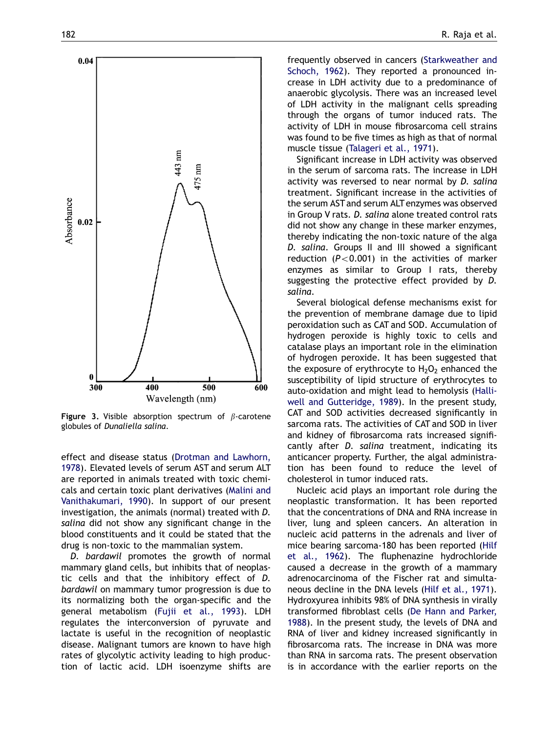Figure 3. Visible absorption spectrum of $\beta$-carotene globules of *Dunaliella salina*.

effect and disease status (Drotman and Lawhorn, 1978). Elevated levels of serum AST and serum ALT are reported in animals treated with toxic chemicals and certain toxic plant derivatives (Malini and Vanithakumari, 1990). In support of our present investigation, the animals (normal) treated with *D. salina* did not show any significant change in the blood constituents and it could be stated that the drug is non-toxic to the mammalian system.

*D. bardawil* promotes the growth of normal mammary gland cells, but inhibits that of neoplastic cells and that the inhibitory effect of *D. bardawil* on mammary tumor progression is due to its normalizing both the organ-specific and the general metabolism (Fujii et al., 1993). LDH regulates the interconversion of pyruvate and lactate is useful in the recognition of neoplastic disease. Malignant tumors are known to have high rates of glycolytic activity leading to high production of lactic acid. LDH isoenzyme shifts are frequently observed in cancers (Starkweather and Schoch, 1962). They reported a pronounced increase in LDH activity due to a predominance of anaerobic glycolysis. There was an increased level of LDH activity in the malignant cells spreading through the organs of tumor induced rats. The activity of LDH in mouse fibrosarcoma cell strains was found to be five times as high as that of normal muscle tissue (Talageri et al., 1971).

Significant increase in LDH activity was observed in the serum of sarcoma rats. The increase in LDH activity was reversed to near normal by *D. salina* treatment. Significant increase in the activities of the serum AST and serum ALT enzymes was observed in Group V rats. *D. salina* alone treated control rats did not show any change in these marker enzymes, thereby indicating the non-toxic nature of the alga *D. salina*. Groups II and III showed a significant reduction ($P < 0.001$) in the activities of marker enzymes as similar to Group I rats, thereby suggesting the protective effect provided by *D. salina*.

Several biological defense mechanisms exist for the prevention of membrane damage due to lipid peroxidation such as CAT and SOD. Accumulation of hydrogen peroxide is highly toxic to cells and catalase plays an important role in the elimination of hydrogen peroxide. It has been suggested that the exposure of erythrocyte to $H_2O_2$ enhanced the susceptibility of lipid structure of erythrocytes to auto-oxidation and might lead to hemolysis (Halliwell and Gutteridge, 1989). In the present study, CAT and SOD activities decreased significantly in sarcoma rats. The activities of CAT and SOD in liver and kidney of fibrosarcoma rats increased significantly after *D. salina* treatment, indicating its anticancer property. Further, the algal administration has been found to reduce the level of cholesterol in tumor induced rats.

Nucleic acid plays an important role during the neoplastic transformation. It has been reported that the concentrations of DNA and RNA increase in liver, lung and spleen cancers. An alteration in nucleic acid patterns in the adrenals and liver of mice bearing sarcoma-180 has been reported (Hilf et al., 1962). The fluphenazine hydrochloride caused a decrease in the growth of a mammary adrenocarcinoma of the Fischer rat and simultaneous decline in the DNA levels (Hilf et al., 1971). Hydroxyurea inhibits 98% of DNA synthesis in virally transformed fibroblast cells (De Hann and Parker, 1988). In the present study, the levels of DNA and RNA of liver and kidney increased significantly in fibrosarcoma rats. The increase in DNA was more than RNA in sarcoma rats. The present observation is in accordance with the earlier reports on the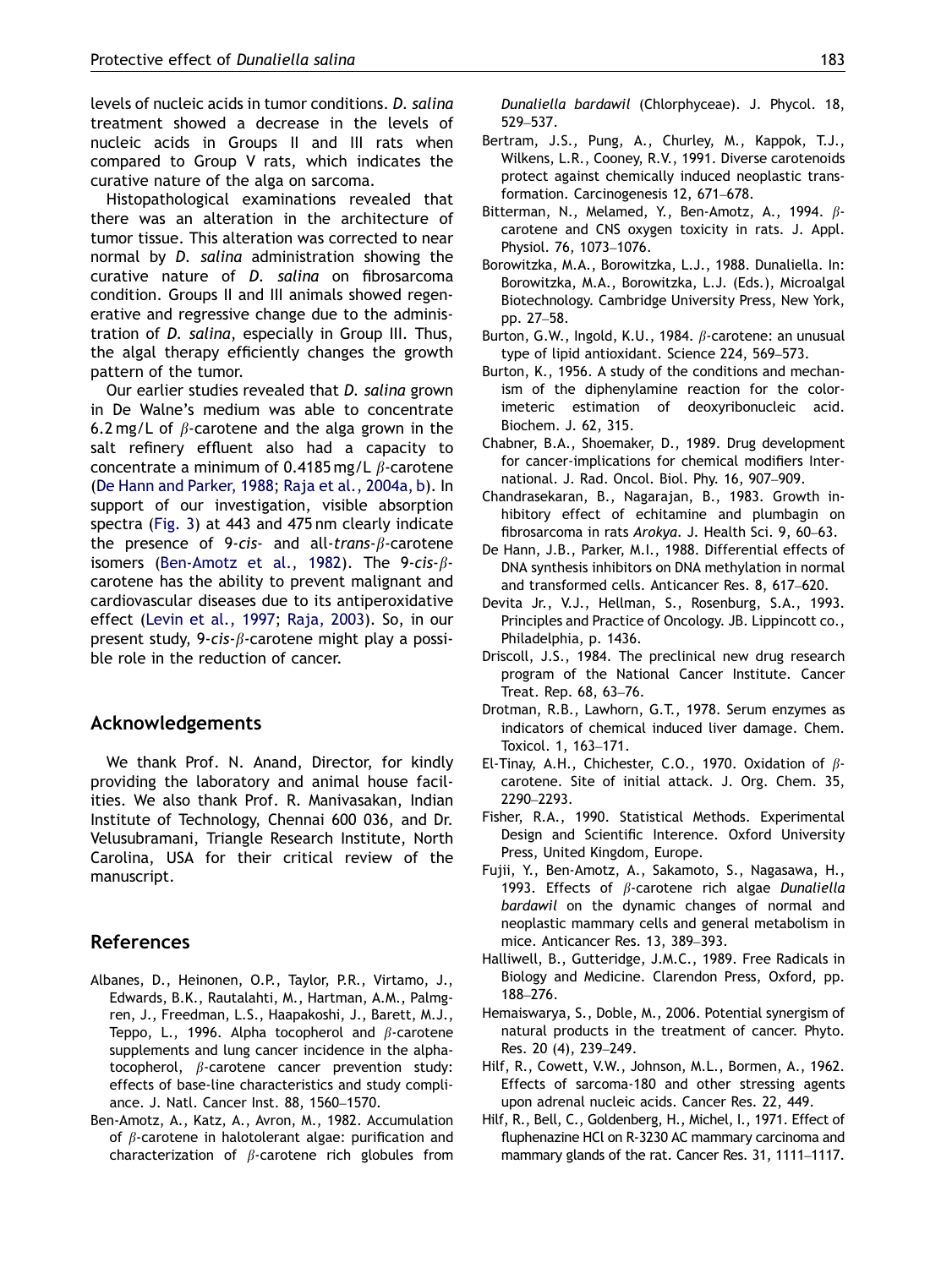levels of nucleic acids in tumor conditions. *D. salina* treatment showed a decrease in the levels of nucleic acids in Groups II and III rats when compared to Group V rats, which indicates the curative nature of the alga on sarcoma.

Histopathological examinations revealed that there was an alteration in the architecture of tumor tissue. This alteration was corrected to near normal by *D. salina* administration showing the curative nature of *D. salina* on fibrosarcoma condition. Groups II and III animals showed regenerative and regressive change due to the administration of *D. salina*, especially in Group III. Thus, the algal therapy efficiently changes the growth pattern of the tumor.

Our earlier studies revealed that *D. salina* grown in De Walne's medium was able to concentrate 6.2 mg/L of $\beta$-carotene and the alga grown in the salt refinery effluent also had a capacity to concentrate a minimum of 0.4185 mg/L $\beta$-carotene (De Hann and Parker, 1988; Raja et al., 2004a, b). In support of our investigation, visible absorption spectra (Fig. 3) at 443 and 475 nm clearly indicate the presence of 9-*cis*- and all-*trans*-$\beta$-carotene isomers (Ben-Amotz et al., 1982). The 9-*cis*-$\beta$-carotene has the ability to prevent malignant and cardiovascular diseases due to its antiperoxidative effect (Levin et al., 1997; Raja, 2003). So, in our present study, 9-*cis*-$\beta$-carotene might play a possible role in the reduction of cancer.

## Acknowledgements

We thank Prof. N. Anand, Director, for kindly providing the laboratory and animal house facilities. We also thank Prof. R. Manivasakan, Indian Institute of Technology, Chennai 600 036, and Dr. Velusubramani, Triangle Research Institute, North Carolina, USA for their critical review of the manuscript.

## References

Albanes, D., Heinonen, O.P., Taylor, P.R., Virtamo, J., Edwards, B.K., Rautalahti, M., Hartman, A.M., Palmgren, J., Freedman, L.S., Haapakoshi, J., Barett, M.J., Teppo, L., 1996. Alpha tocopherol and $\beta$-carotene supplements and lung cancer incidence in the alpha-tocopherol, $\beta$-carotene cancer prevention study: effects of base-line characteristics and study compliance. J. Natl. Cancer Inst. 88, 1560–1570.

Ben-Amotz, A., Katz, A., Avron, M., 1982. Accumulation of $\beta$-carotene in halotolerant algae: purification and characterization of $\beta$-carotene rich globules from *Dunaliella bardawil* (Chlorphyceae). J. Phycol. 18, 529–537.

Bertram, J.S., Pung, A., Churley, M., Kappok, T.J., Wilkens, L.R., Cooney, R.V., 1991. Diverse carotenoids protect against chemically induced neoplastic transformation. Carcinogenesis 12, 671–678.

Bitterman, N., Melamed, Y., Ben-Amotz, A., 1994. $\beta$-carotene and CNS oxygen toxicity in rats. J. Appl. Physiol. 76, 1073–1076.

Borowitzka, M.A., Borowitzka, L.J., 1988. Dunaliella. In: Borowitzka, M.A., Borowitzka, L.J. (Eds.), Microalgal Biotechnology. Cambridge University Press, New York, pp. 27–58.

Burton, G.W., Ingold, K.U., 1984. $\beta$-carotene: an unusual type of lipid antioxidant. Science 224, 569–573.

Burton, K., 1956. A study of the conditions and mechanism of the diphenylamine reaction for the colorimeteric estimation of deoxyribonucleic acid. Biochem. J. 62, 315.

Chabner, B.A., Shoemaker, D., 1989. Drug development for cancer-implications for chemical modifiers International. J. Rad. Oncol. Biol. Phy. 16, 907–909.

Chandrasekaran, B., Nagarajan, B., 1983. Growth inhibitory effect of echitamine and plumbagin on fibrosarcoma in rats *Arokya*. J. Health Sci. 9, 60–63.

De Hann, J.B., Parker, M.I., 1988. Differential effects of DNA synthesis inhibitors on DNA methylation in normal and transformed cells. Anticancer Res. 8, 617–620.

Devita Jr., V.J., Hellman, S., Rosenburg, S.A., 1993. Principles and Practice of Oncology. JB. Lippincott co., Philadelphia, p. 1436.

Driscoll, J.S., 1984. The preclinical new drug research program of the National Cancer Institute. Cancer Treat. Rep. 68, 63–76.

Drotman, R.B., Lawhorn, G.T., 1978. Serum enzymes as indicators of chemical induced liver damage. Chem. Toxicol. 1, 163–171.

El-Tinay, A.H., Chichester, C.O., 1970. Oxidation of $\beta$-carotene. Site of initial attack. J. Org. Chem. 35, 2290–2293.

Fisher, R.A., 1990. Statistical Methods. Experimental Design and Scientific Interence. Oxford University Press, United Kingdom, Europe.

Fujii, Y., Ben-Amotz, A., Sakamoto, S., Nagasawa, H., 1993. Effects of $\beta$-carotene rich algae *Dunaliella bardawil* on the dynamic changes of normal and neoplastic mammary cells and general metabolism in mice. Anticancer Res. 13, 389–393.

Halliwell, B., Gutteridge, J.M.C., 1989. Free Radicals in Biology and Medicine. Clarendon Press, Oxford, pp. 188–276.

Hemaiswarya, S., Doble, M., 2006. Potential synergism of natural products in the treatment of cancer. Phyto. Res. 20 (4), 239–249.

Hilf, R., Cowett, V.W., Johnson, M.L., Bormen, A., 1962. Effects of sarcoma-180 and other stressing agents upon adrenal nucleic acids. Cancer Res. 22, 449.

Hilf, R., Bell, C., Goldenberg, H., Michel, I., 1971. Effect of fluphenazine HCl on R-3230 AC mammary carcinoma and mammary glands of the rat. Cancer Res. 31, 1111–1117.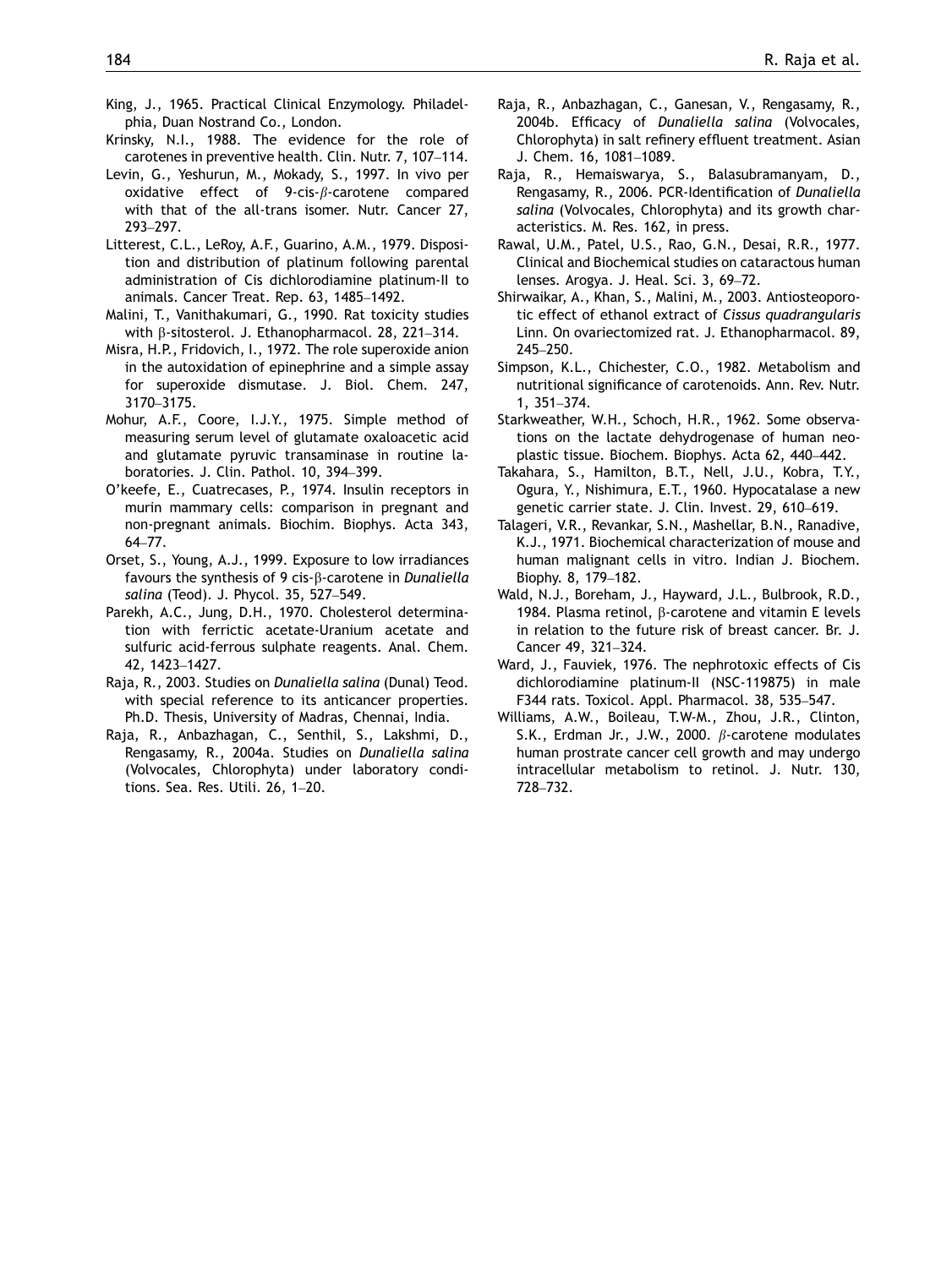King, J., 1965. Practical Clinical Enzymology. Philadelphia, Duan Nostrand Co., London.

Krinsky, N.I., 1988. The evidence for the role of carotenes in preventive health. Clin. Nutr. 7, 107–114.

Levin, G., Yeshurun, M., Mokady, S., 1997. In vivo per oxidative effect of 9-cis-$\beta$-carotene compared with that of the all-trans isomer. Nutr. Cancer 27, 293–297.

Litterest, C.L., LeRoy, A.F., Guarino, A.M., 1979. Disposition and distribution of platinum following parental administration of Cis dichlorodiamine platinum-II to animals. Cancer Treat. Rep. 63, 1485–1492.

Malini, T., Vanithakumari, G., 1990. Rat toxicity studies with $\beta$-sitosterol. J. Ethanopharmacol. 28, 221–314.

Misra, H.P., Fridovich, I., 1972. The role superoxide anion in the autoxidation of epinephrine and a simple assay for superoxide dismutase. J. Biol. Chem. 247, 3170–3175.

Mohur, A.F., Coore, I.J.Y., 1975. Simple method of measuring serum level of glutamate oxaloacetic acid and glutamate pyruvic transaminase in routine laboratories. J. Clin. Pathol. 10, 394–399.

O'keefe, E., Cuatrecases, P., 1974. Insulin receptors in murin mammary cells: comparison in pregnant and non-pregnant animals. Biochim. Biophys. Acta 343, 64–77.

Orset, S., Young, A.J., 1999. Exposure to low irradiances favours the synthesis of 9 cis-$\beta$-carotene in *Dunaliella salina* (Teod). J. Phycol. 35, 527–549.

Parekh, A.C., Jung, D.H., 1970. Cholesterol determination with ferrictic acetate-Uranium acetate and sulfuric acid-ferrous sulphate reagents. Anal. Chem. 42, 1423–1427.

Raja, R., 2003. Studies on *Dunaliella salina* (Dunal) Teod. with special reference to its anticancer properties. Ph.D. Thesis, University of Madras, Chennai, India.

Raja, R., Anbazhagan, C., Senthil, S., Lakshmi, D., Rengasamy, R., 2004a. Studies on *Dunaliella salina* (Volvocales, Chlorophyta) under laboratory conditions. Sea. Res. Utili. 26, 1–20.

Raja, R., Anbazhagan, C., Ganesan, V., Rengasamy, R., 2004b. Efficacy of *Dunaliella salina* (Volvocales, Chlorophyta) in salt refinery effluent treatment. Asian J. Chem. 16, 1081–1089.

Raja, R., Hemaiswarya, S., Balasubramanyam, D., Rengasamy, R., 2006. PCR-Identification of *Dunaliella salina* (Volvocales, Chlorophyta) and its growth characteristics. M. Res. 162, in press.

Rawal, U.M., Patel, U.S., Rao, G.N., Desai, R.R., 1977. Clinical and Biochemical studies on cataractous human lenses. Arogya. J. Heal. Sci. 3, 69–72.

Shirwaikar, A., Khan, S., Malini, M., 2003. Antiosteoporotic effect of ethanol extract of *Cissus quadrangularis* Linn. On ovariectomized rat. J. Ethanopharmacol. 89, 245–250.

Simpson, K.L., Chichester, C.O., 1982. Metabolism and nutritional significance of carotenoids. Ann. Rev. Nutr. 1, 351–374.

Starkweather, W.H., Schoch, H.R., 1962. Some observations on the lactate dehydrogenase of human neoplastic tissue. Biochem. Biophys. Acta 62, 440–442.

Takahara, S., Hamilton, B.T., Nell, J.U., Kobra, T.Y., Ogura, Y., Nishimura, E.T., 1960. Hypocatalase a new genetic carrier state. J. Clin. Invest. 29, 610–619.

Talageri, V.R., Revankar, S.N., Mashellar, B.N., Ranadive, K.J., 1971. Biochemical characterization of mouse and human malignant cells in vitro. Indian J. Biochem. Biophy. 8, 179–182.

Wald, N.J., Boreham, J., Hayward, J.L., Bulbrook, R.D., 1984. Plasma retinol, $\beta$-carotene and vitamin E levels in relation to the future risk of breast cancer. Br. J. Cancer 49, 321–324.

Ward, J., Fauviek, 1976. The nephrotoxic effects of Cis dichlorodiamine platinum-II (NSC-119875) in male F344 rats. Toxicol. Appl. Pharmacol. 38, 535–547.

Williams, A.W., Boileau, T.W-M., Zhou, J.R., Clinton, S.K., Erdman Jr., J.W., 2000. $\beta$-carotene modulates human prostrate cancer cell growth and may undergo intracellular metabolism to retinol. J. Nutr. 130, 728–732.